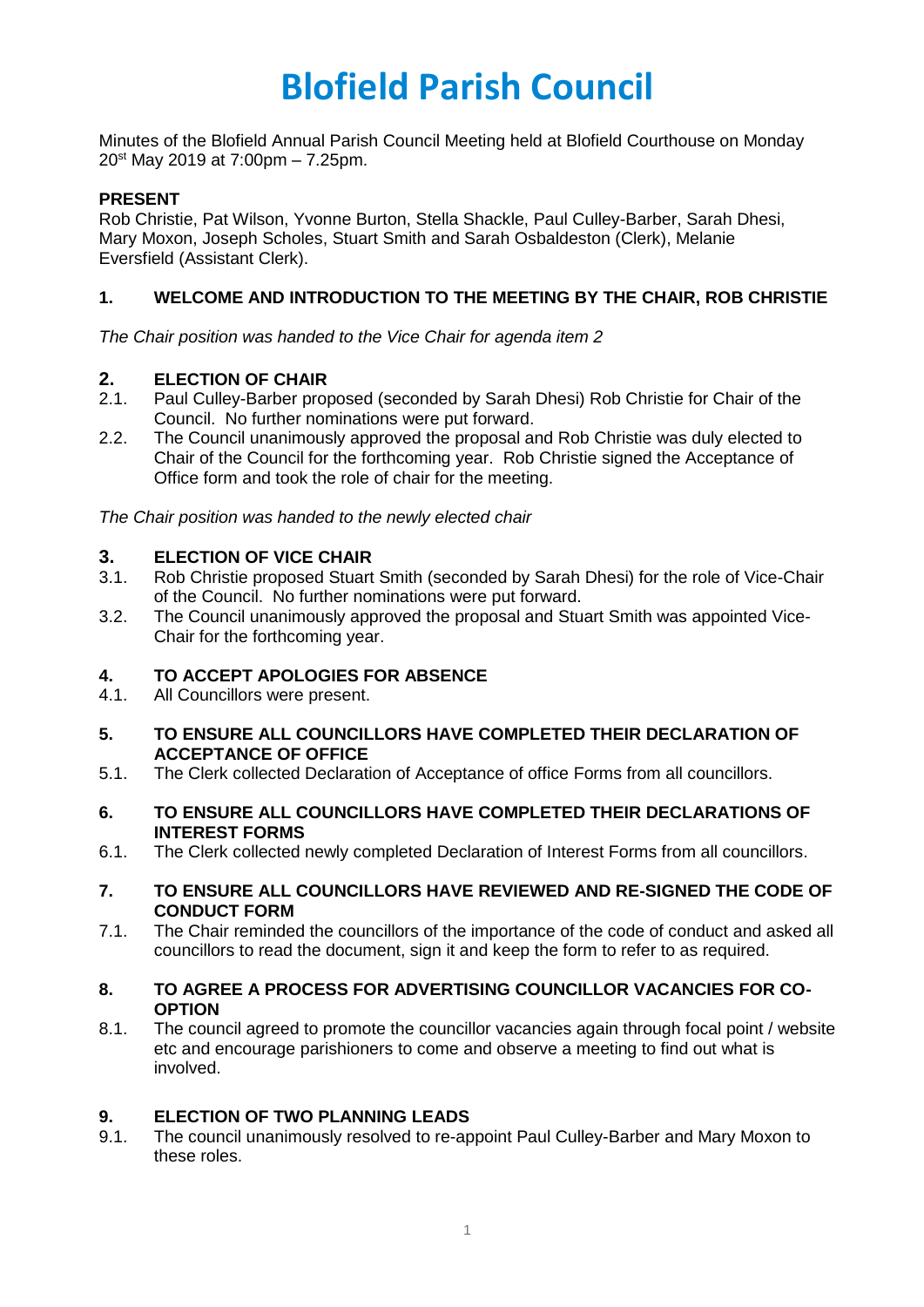# Blofield Parish Council

Minutes of the Blofield Annual Parish Council Meeting held at Blofield Courthouse on Monday 20st May 2019 at 7:00pm – 7.25pm.

**PRESENT**
Rob Christie, Pat Wilson, Yvonne Burton, Stella Shackle, Paul Culley-Barber, Sarah Dhesi, Mary Moxon, Joseph Scholes, Stuart Smith and Sarah Osbaldeston (Clerk), Melanie Eversfield (Assistant Clerk).

## 1. WELCOME AND INTRODUCTION TO THE MEETING BY THE CHAIR, ROB CHRISTIE

*The Chair position was handed to the Vice Chair for agenda item 2*

## 2. ELECTION OF CHAIR

2.1. Paul Culley-Barber proposed (seconded by Sarah Dhesi) Rob Christie for Chair of the Council. No further nominations were put forward.

2.2. The Council unanimously approved the proposal and Rob Christie was duly elected to Chair of the Council for the forthcoming year. Rob Christie signed the Acceptance of Office form and took the role of chair for the meeting.

*The Chair position was handed to the newly elected chair*

## 3. ELECTION OF VICE CHAIR

3.1. Rob Christie proposed Stuart Smith (seconded by Sarah Dhesi) for the role of Vice-Chair of the Council. No further nominations were put forward.

3.2. The Council unanimously approved the proposal and Stuart Smith was appointed Vice-Chair for the forthcoming year.

## 4. TO ACCEPT APOLOGIES FOR ABSENCE

4.1. All Councillors were present.

## 5. TO ENSURE ALL COUNCILLORS HAVE COMPLETED THEIR DECLARATION OF ACCEPTANCE OF OFFICE

5.1. The Clerk collected Declaration of Acceptance of office Forms from all councillors.

## 6. TO ENSURE ALL COUNCILLORS HAVE COMPLETED THEIR DECLARATIONS OF INTEREST FORMS

6.1. The Clerk collected newly completed Declaration of Interest Forms from all councillors.

## 7. TO ENSURE ALL COUNCILLORS HAVE REVIEWED AND RE-SIGNED THE CODE OF CONDUCT FORM

7.1. The Chair reminded the councillors of the importance of the code of conduct and asked all councillors to read the document, sign it and keep the form to refer to as required.

## 8. TO AGREE A PROCESS FOR ADVERTISING COUNCILLOR VACANCIES FOR CO-OPTION

8.1. The council agreed to promote the councillor vacancies again through focal point / website etc and encourage parishioners to come and observe a meeting to find out what is involved.

## 9. ELECTION OF TWO PLANNING LEADS

9.1. The council unanimously resolved to re-appoint Paul Culley-Barber and Mary Moxon to these roles.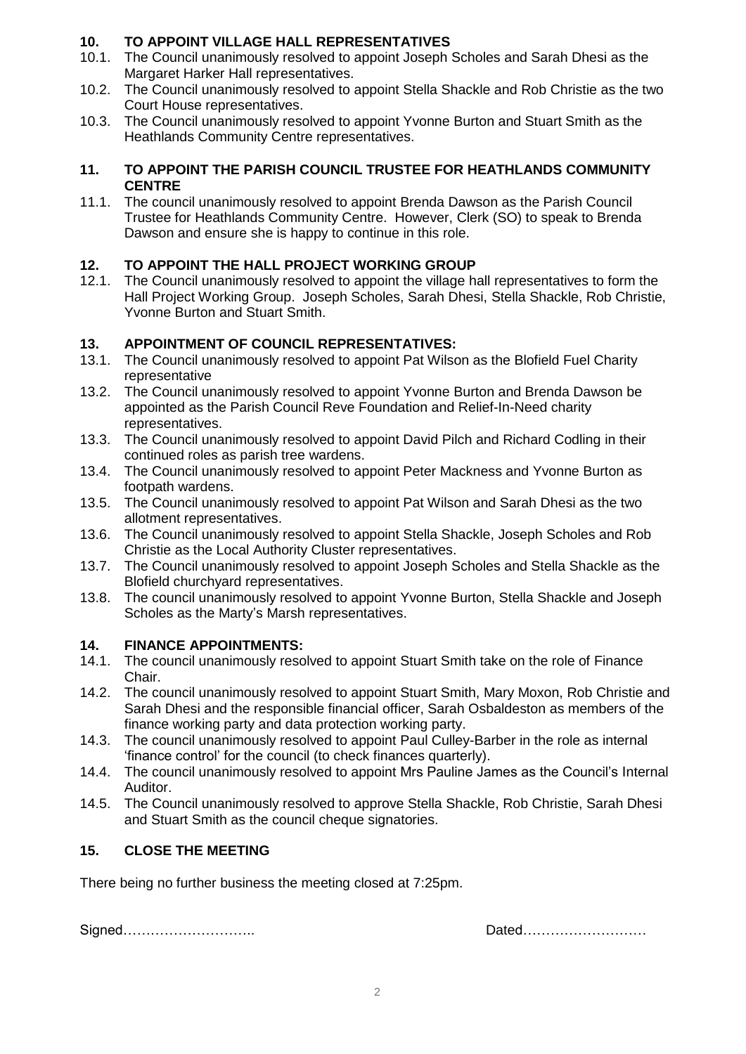## 10. TO APPOINT VILLAGE HALL REPRESENTATIVES

10.1. The Council unanimously resolved to appoint Joseph Scholes and Sarah Dhesi as the Margaret Harker Hall representatives.

10.2. The Council unanimously resolved to appoint Stella Shackle and Rob Christie as the two Court House representatives.

10.3. The Council unanimously resolved to appoint Yvonne Burton and Stuart Smith as the Heathlands Community Centre representatives.

## 11. TO APPOINT THE PARISH COUNCIL TRUSTEE FOR HEATHLANDS COMMUNITY CENTRE

11.1. The council unanimously resolved to appoint Brenda Dawson as the Parish Council Trustee for Heathlands Community Centre. However, Clerk (SO) to speak to Brenda Dawson and ensure she is happy to continue in this role.

## 12. TO APPOINT THE HALL PROJECT WORKING GROUP

12.1. The Council unanimously resolved to appoint the village hall representatives to form the Hall Project Working Group. Joseph Scholes, Sarah Dhesi, Stella Shackle, Rob Christie, Yvonne Burton and Stuart Smith.

## 13. APPOINTMENT OF COUNCIL REPRESENTATIVES:

13.1. The Council unanimously resolved to appoint Pat Wilson as the Blofield Fuel Charity representative

13.2. The Council unanimously resolved to appoint Yvonne Burton and Brenda Dawson be appointed as the Parish Council Reve Foundation and Relief-In-Need charity representatives.

13.3. The Council unanimously resolved to appoint David Pilch and Richard Codling in their continued roles as parish tree wardens.

13.4. The Council unanimously resolved to appoint Peter Mackness and Yvonne Burton as footpath wardens.

13.5. The Council unanimously resolved to appoint Pat Wilson and Sarah Dhesi as the two allotment representatives.

13.6. The Council unanimously resolved to appoint Stella Shackle, Joseph Scholes and Rob Christie as the Local Authority Cluster representatives.

13.7. The Council unanimously resolved to appoint Joseph Scholes and Stella Shackle as the Blofield churchyard representatives.

13.8. The council unanimously resolved to appoint Yvonne Burton, Stella Shackle and Joseph Scholes as the Marty's Marsh representatives.

## 14. FINANCE APPOINTMENTS:

14.1. The council unanimously resolved to appoint Stuart Smith take on the role of Finance Chair.

14.2. The council unanimously resolved to appoint Stuart Smith, Mary Moxon, Rob Christie and Sarah Dhesi and the responsible financial officer, Sarah Osbaldeston as members of the finance working party and data protection working party.

14.3. The council unanimously resolved to appoint Paul Culley-Barber in the role as internal 'finance control' for the council (to check finances quarterly).

14.4. The council unanimously resolved to appoint Mrs Pauline James as the Council's Internal Auditor.

14.5. The Council unanimously resolved to approve Stella Shackle, Rob Christie, Sarah Dhesi and Stuart Smith as the council cheque signatories.

## 15. CLOSE THE MEETING

There being no further business the meeting closed at 7:25pm.

Signed……………………….. Dated………………………